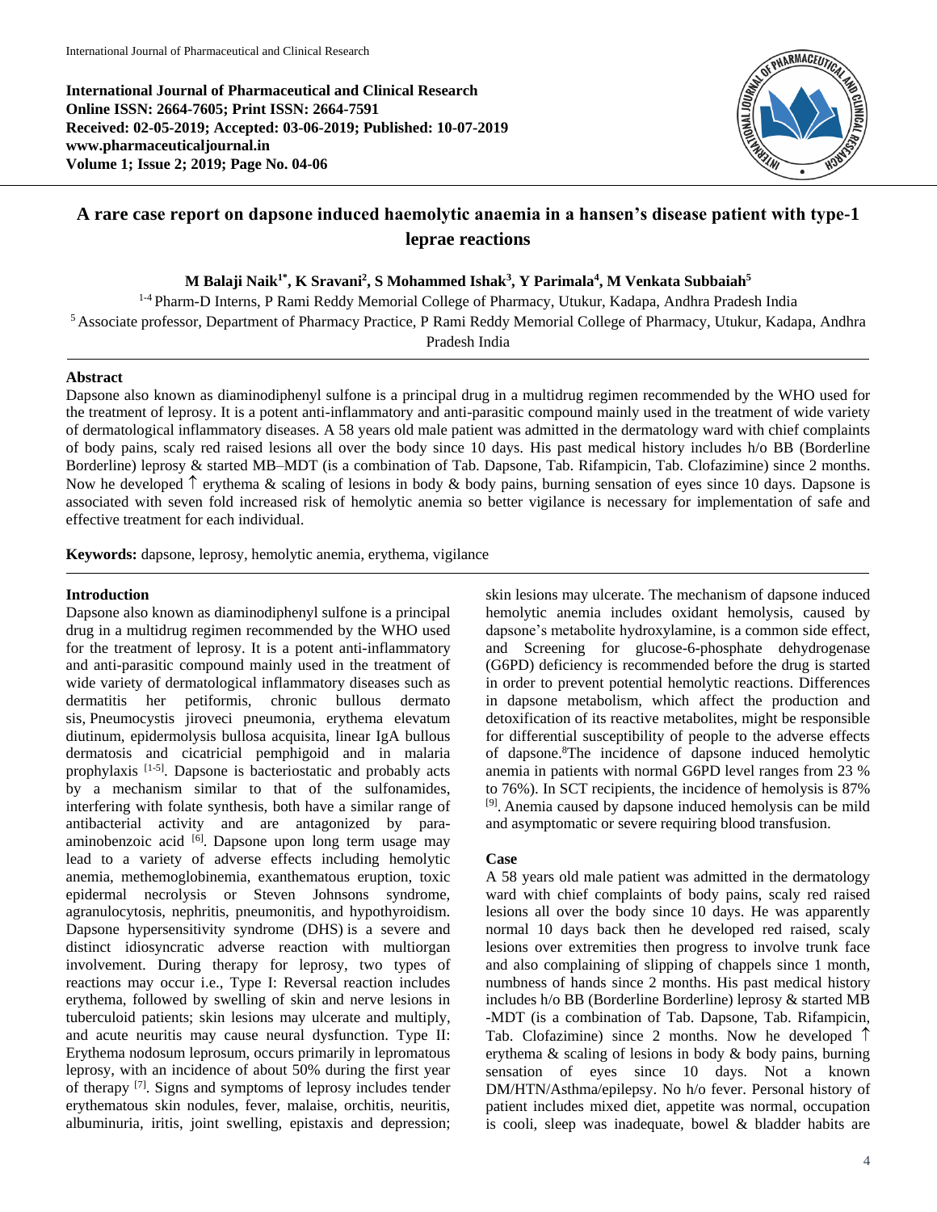**International Journal of Pharmaceutical and Clinical Research**
**Online ISSN: 2664-7605; Print ISSN: 2664-7591**
**Received: 02-05-2019; Accepted: 03-06-2019; Published: 10-07-2019**
**www.pharmaceuticaljournal.in**
**Volume 1; Issue 2; 2019; Page No. 04-06**

# A rare case report on dapsone induced haemolytic anaemia in a hansen's disease patient with type-1 leprae reactions

**M Balaji Naik[1*], K Sravani[2], S Mohammed Ishak[3], Y Parimala[4], M Venkata Subbaiah[5]**

[1-4] Pharm-D Interns, P Rami Reddy Memorial College of Pharmacy, Utukur, Kadapa, Andhra Pradesh India

[5] Associate professor, Department of Pharmacy Practice, P Rami Reddy Memorial College of Pharmacy, Utukur, Kadapa, Andhra Pradesh India

## Abstract

Dapsone also known as diaminodiphenyl sulfone is a principal drug in a multidrug regimen recommended by the WHO used for the treatment of leprosy. It is a potent anti-inflammatory and anti-parasitic compound mainly used in the treatment of wide variety of dermatological inflammatory diseases. A 58 years old male patient was admitted in the dermatology ward with chief complaints of body pains, scaly red raised lesions all over the body since 10 days. His past medical history includes h/o BB (Borderline Borderline) leprosy & started MB–MDT (is a combination of Tab. Dapsone, Tab. Rifampicin, Tab. Clofazimine) since 2 months. Now he developed ↑ erythema & scaling of lesions in body & body pains, burning sensation of eyes since 10 days. Dapsone is associated with seven fold increased risk of hemolytic anemia so better vigilance is necessary for implementation of safe and effective treatment for each individual.

**Keywords:** dapsone, leprosy, hemolytic anemia, erythema, vigilance

## Introduction

Dapsone also known as diaminodiphenyl sulfone is a principal drug in a multidrug regimen recommended by the WHO used for the treatment of leprosy. It is a potent anti-inflammatory and anti-parasitic compound mainly used in the treatment of wide variety of dermatological inflammatory diseases such as dermatitis her petiformis, chronic bullous dermato sis, Pneumocystis jiroveci pneumonia, erythema elevatum diutinum, epidermolysis bullosa acquisita, linear IgA bullous dermatosis and cicatricial pemphigoid and in malaria prophylaxis [1-5]. Dapsone is bacteriostatic and probably acts by a mechanism similar to that of the sulfonamides, interfering with folate synthesis, both have a similar range of antibacterial activity and are antagonized by para-aminobenzoic acid [6]. Dapsone upon long term usage may lead to a variety of adverse effects including hemolytic anemia, methemoglobinemia, exanthematous eruption, toxic epidermal necrolysis or Steven Johnsons syndrome, agranulocytosis, nephritis, pneumonitis, and hypothyroidism. Dapsone hypersensitivity syndrome (DHS) is a severe and distinct idiosyncratic adverse reaction with multiorgan involvement. During therapy for leprosy, two types of reactions may occur i.e., Type I: Reversal reaction includes erythema, followed by swelling of skin and nerve lesions in tuberculoid patients; skin lesions may ulcerate and multiply, and acute neuritis may cause neural dysfunction. Type II: Erythema nodosum leprosum, occurs primarily in lepromatous leprosy, with an incidence of about 50% during the first year of therapy [7]. Signs and symptoms of leprosy includes tender erythematous skin nodules, fever, malaise, orchitis, neuritis, albuminuria, iritis, joint swelling, epistaxis and depression; skin lesions may ulcerate. The mechanism of dapsone induced hemolytic anemia includes oxidant hemolysis, caused by dapsone's metabolite hydroxylamine, is a common side effect, and Screening for glucose-6-phosphate dehydrogenase (G6PD) deficiency is recommended before the drug is started in order to prevent potential hemolytic reactions. Differences in dapsone metabolism, which affect the production and detoxification of its reactive metabolites, might be responsible for differential susceptibility of people to the adverse effects of dapsone.[8] The incidence of dapsone induced hemolytic anemia in patients with normal G6PD level ranges from 23 % to 76%). In SCT recipients, the incidence of hemolysis is 87% [9]. Anemia caused by dapsone induced hemolysis can be mild and asymptomatic or severe requiring blood transfusion.

## Case

A 58 years old male patient was admitted in the dermatology ward with chief complaints of body pains, scaly red raised lesions all over the body since 10 days. He was apparently normal 10 days back then he developed red raised, scaly lesions over extremities then progress to involve trunk face and also complaining of slipping of chappels since 1 month, numbness of hands since 2 months. His past medical history includes h/o BB (Borderline Borderline) leprosy & started MB -MDT (is a combination of Tab. Dapsone, Tab. Rifampicin, Tab. Clofazimine) since 2 months. Now he developed ↑ erythema & scaling of lesions in body & body pains, burning sensation of eyes since 10 days. Not a known DM/HTN/Asthma/epilepsy. No h/o fever. Personal history of patient includes mixed diet, appetite was normal, occupation is cooli, sleep was inadequate, bowel & bladder habits are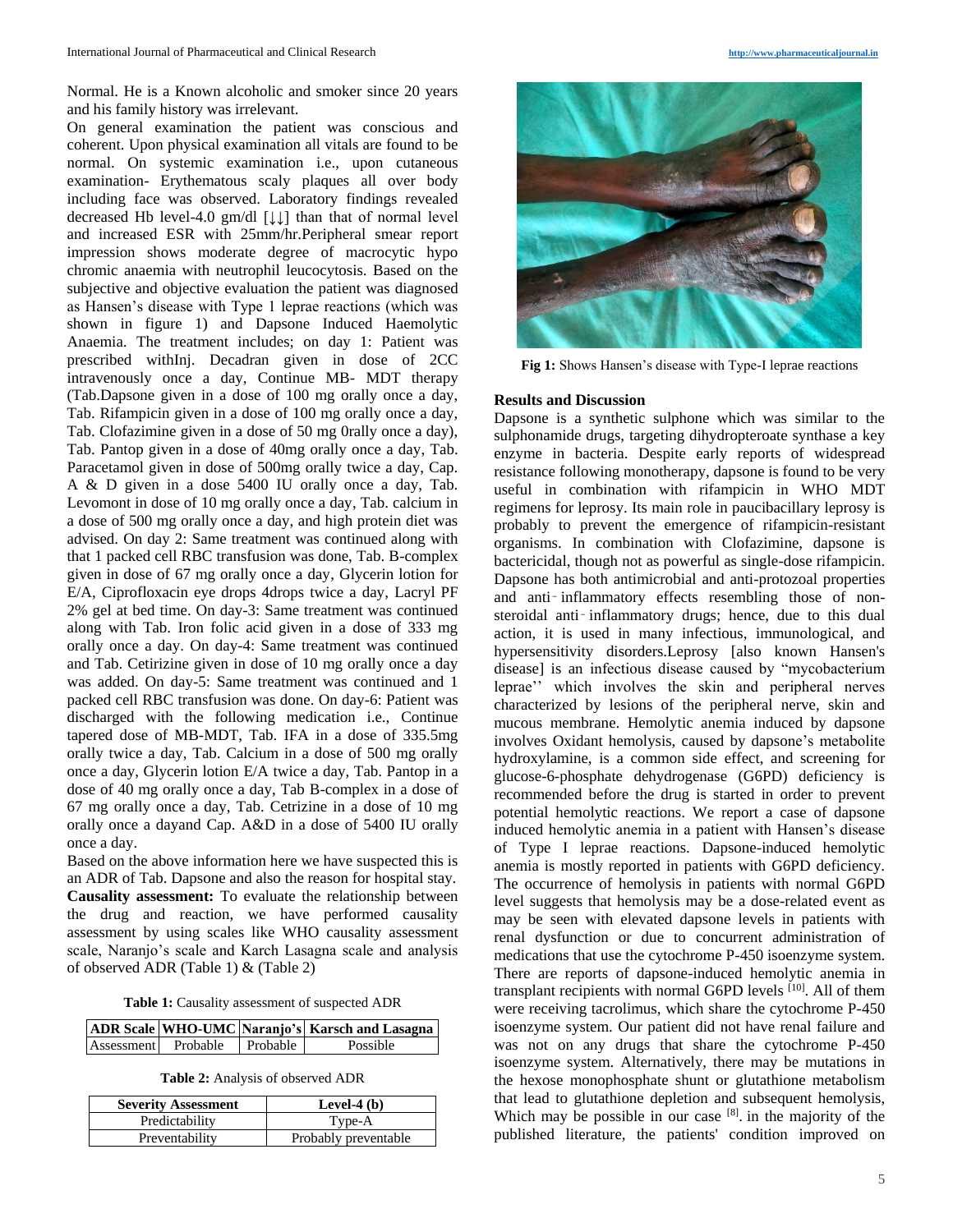Normal. He is a Known alcoholic and smoker since 20 years and his family history was irrelevant.

On general examination the patient was conscious and coherent. Upon physical examination all vitals are found to be normal. On systemic examination i.e., upon cutaneous examination- Erythematous scaly plaques all over body including face was observed. Laboratory findings revealed decreased Hb level-4.0 gm/dl [↓↓] than that of normal level and increased ESR with 25mm/hr.Peripheral smear report impression shows moderate degree of macrocytic hypo chromic anaemia with neutrophil leucocytosis. Based on the subjective and objective evaluation the patient was diagnosed as Hansen's disease with Type 1 leprae reactions (which was shown in figure 1) and Dapsone Induced Haemolytic Anaemia. The treatment includes; on day 1: Patient was prescribed withInj. Decadran given in dose of 2CC intravenously once a day, Continue MB- MDT therapy (Tab.Dapsone given in a dose of 100 mg orally once a day, Tab. Rifampicin given in a dose of 100 mg orally once a day, Tab. Clofazimine given in a dose of 50 mg 0rally once a day), Tab. Pantop given in a dose of 40mg orally once a day, Tab. Paracetamol given in dose of 500mg orally twice a day, Cap. A & D given in a dose 5400 IU orally once a day, Tab. Levomont in dose of 10 mg orally once a day, Tab. calcium in a dose of 500 mg orally once a day, and high protein diet was advised. On day 2: Same treatment was continued along with that 1 packed cell RBC transfusion was done, Tab. B-complex given in dose of 67 mg orally once a day, Glycerin lotion for E/A, Ciprofloxacin eye drops 4drops twice a day, Lacryl PF 2% gel at bed time. On day-3: Same treatment was continued along with Tab. Iron folic acid given in a dose of 333 mg orally once a day. On day-4: Same treatment was continued and Tab. Cetirizine given in dose of 10 mg orally once a day was added. On day-5: Same treatment was continued and 1 packed cell RBC transfusion was done. On day-6: Patient was discharged with the following medication i.e., Continue tapered dose of MB-MDT, Tab. IFA in a dose of 335.5mg orally twice a day, Tab. Calcium in a dose of 500 mg orally once a day, Glycerin lotion E/A twice a day, Tab. Pantop in a dose of 40 mg orally once a day, Tab B-complex in a dose of 67 mg orally once a day, Tab. Cetrizine in a dose of 10 mg orally once a dayand Cap. A&D in a dose of 5400 IU orally once a day.

Based on the above information here we have suspected this is an ADR of Tab. Dapsone and also the reason for hospital stay.

**Causality assessment:** To evaluate the relationship between the drug and reaction, we have performed causality assessment by using scales like WHO causality assessment scale, Naranjo's scale and Karch Lasagna scale and analysis of observed ADR (Table 1) & (Table 2)

**Table 1:** Causality assessment of suspected ADR

| ADR Scale | WHO-UMC | Naranjo's | Karsch and Lasagna |
|---|---|---|---|
| Assessment | Probable | Probable | Possible |

**Table 2:** Analysis of observed ADR

| Severity Assessment | Level-4 (b) |
|---|---|
| Predictability | Type-A |
| Preventability | Probably preventable |

**Fig 1:** Shows Hansen's disease with Type-I leprae reactions

## Results and Discussion

Dapsone is a synthetic sulphone which was similar to the sulphonamide drugs, targeting dihydropteroate synthase a key enzyme in bacteria. Despite early reports of widespread resistance following monotherapy, dapsone is found to be very useful in combination with rifampicin in WHO MDT regimens for leprosy. Its main role in paucibacillary leprosy is probably to prevent the emergence of rifampicin-resistant organisms. In combination with Clofazimine, dapsone is bactericidal, though not as powerful as single-dose rifampicin. Dapsone has both antimicrobial and anti-protozoal properties and anti‐inflammatory effects resembling those of non-steroidal anti‐inflammatory drugs; hence, due to this dual action, it is used in many infectious, immunological, and hypersensitivity disorders.Leprosy [also known Hansen's disease] is an infectious disease caused by "mycobacterium leprae'' which involves the skin and peripheral nerves characterized by lesions of the peripheral nerve, skin and mucous membrane. Hemolytic anemia induced by dapsone involves Oxidant hemolysis, caused by dapsone's metabolite hydroxylamine, is a common side effect, and screening for glucose-6-phosphate dehydrogenase (G6PD) deficiency is recommended before the drug is started in order to prevent potential hemolytic reactions. We report a case of dapsone induced hemolytic anemia in a patient with Hansen's disease of Type I leprae reactions. Dapsone-induced hemolytic anemia is mostly reported in patients with G6PD deficiency. The occurrence of hemolysis in patients with normal G6PD level suggests that hemolysis may be a dose-related event as may be seen with elevated dapsone levels in patients with renal dysfunction or due to concurrent administration of medications that use the cytochrome P-450 isoenzyme system. There are reports of dapsone-induced hemolytic anemia in transplant recipients with normal G6PD levels [10]. All of them were receiving tacrolimus, which share the cytochrome P-450 isoenzyme system. Our patient did not have renal failure and was not on any drugs that share the cytochrome P-450 isoenzyme system. Alternatively, there may be mutations in the hexose monophosphate shunt or glutathione metabolism that lead to glutathione depletion and subsequent hemolysis, Which may be possible in our case [8]. in the majority of the published literature, the patients' condition improved on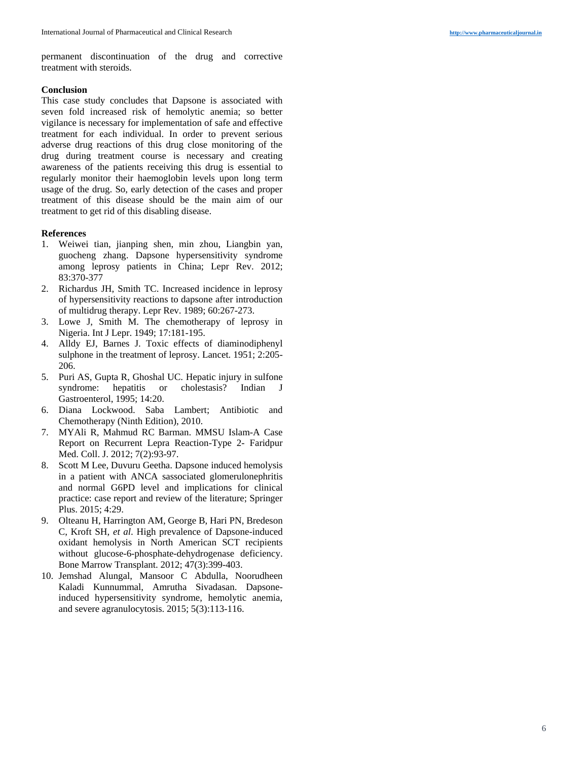permanent discontinuation of the drug and corrective treatment with steroids.

## Conclusion

This case study concludes that Dapsone is associated with seven fold increased risk of hemolytic anemia; so better vigilance is necessary for implementation of safe and effective treatment for each individual. In order to prevent serious adverse drug reactions of this drug close monitoring of the drug during treatment course is necessary and creating awareness of the patients receiving this drug is essential to regularly monitor their haemoglobin levels upon long term usage of the drug. So, early detection of the cases and proper treatment of this disease should be the main aim of our treatment to get rid of this disabling disease.

## References

1. Weiwei tian, jianping shen, min zhou, Liangbin yan, guocheng zhang. Dapsone hypersensitivity syndrome among leprosy patients in China; Lepr Rev. 2012; 83:370-377
2. Richardus JH, Smith TC. Increased incidence in leprosy of hypersensitivity reactions to dapsone after introduction of multidrug therapy. Lepr Rev. 1989; 60:267-273.
3. Lowe J, Smith M. The chemotherapy of leprosy in Nigeria. Int J Lepr. 1949; 17:181-195.
4. Alldy EJ, Barnes J. Toxic effects of diaminodiphenyl sulphone in the treatment of leprosy. Lancet. 1951; 2:205-206.
5. Puri AS, Gupta R, Ghoshal UC. Hepatic injury in sulfone syndrome: hepatitis or cholestasis? Indian J Gastroenterol, 1995; 14:20.
6. Diana Lockwood. Saba Lambert; Antibiotic and Chemotherapy (Ninth Edition), 2010.
7. MYAli R, Mahmud RC Barman. MMSU Islam-A Case Report on Recurrent Lepra Reaction-Type 2- Faridpur Med. Coll. J. 2012; 7(2):93-97.
8. Scott M Lee, Duvuru Geetha. Dapsone induced hemolysis in a patient with ANCA sassociated glomerulonephritis and normal G6PD level and implications for clinical practice: case report and review of the literature; Springer Plus. 2015; 4:29.
9. Olteanu H, Harrington AM, George B, Hari PN, Bredeson C, Kroft SH, *et al*. High prevalence of Dapsone-induced oxidant hemolysis in North American SCT recipients without glucose-6-phosphate-dehydrogenase deficiency. Bone Marrow Transplant. 2012; 47(3):399-403.
10. Jemshad Alungal, Mansoor C Abdulla, Noorudheen Kaladi Kunnummal, Amrutha Sivadasan. Dapsone-induced hypersensitivity syndrome, hemolytic anemia, and severe agranulocytosis. 2015; 5(3):113-116.